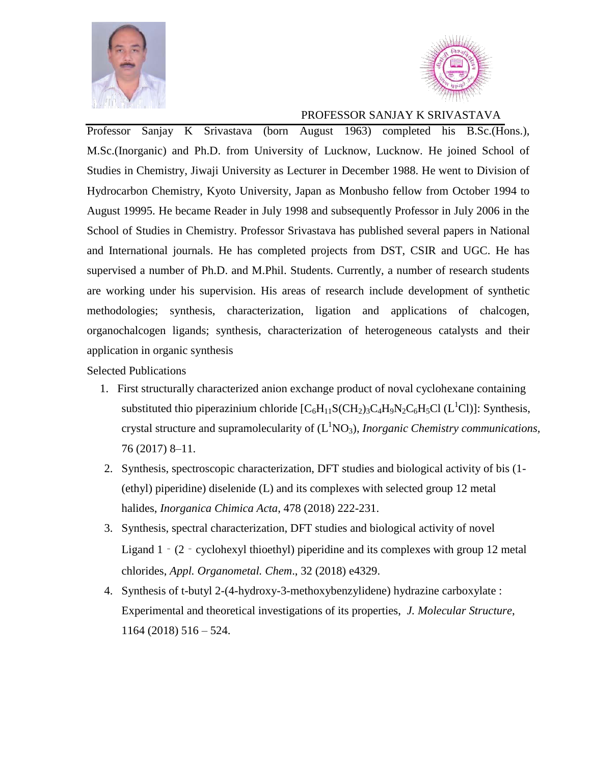# PROFESSOR SANJAY K SRIVASTAVA

Professor Sanjay K Srivastava (born August 1963) completed his B.Sc.(Hons.), M.Sc.(Inorganic) and Ph.D. from University of Lucknow, Lucknow. He joined School of Studies in Chemistry, Jiwaji University as Lecturer in December 1988. He went to Division of Hydrocarbon Chemistry, Kyoto University, Japan as Monbusho fellow from October 1994 to August 19995. He became Reader in July 1998 and subsequently Professor in July 2006 in the School of Studies in Chemistry. Professor Srivastava has published several papers in National and International journals. He has completed projects from DST, CSIR and UGC. He has supervised a number of Ph.D. and M.Phil. Students. Currently, a number of research students are working under his supervision. His areas of research include development of synthetic methodologies; synthesis, characterization, ligation and applications of chalcogen, organochalcogen ligands; synthesis, characterization of heterogeneous catalysts and their application in organic synthesis

Selected Publications

1. First structurally characterized anion exchange product of noval cyclohexane containing substituted thio piperazinium chloride $[C_6H_{11}S(CH_2)_3C_4H_9N_2C_6H_5Cl\ (L^1Cl)]$: Synthesis, crystal structure and supramolecularity of $(L^1NO_3)$, *Inorganic Chemistry communications*, 76 (2017) 8–11.
2. Synthesis, spectroscopic characterization, DFT studies and biological activity of bis (1-(ethyl) piperidine) diselenide (L) and its complexes with selected group 12 metal halides, *Inorganica Chimica Acta*, 478 (2018) 222-231.
3. Synthesis, spectral characterization, DFT studies and biological activity of novel Ligand 1 ‐ (2 ‐ cyclohexyl thioethyl) piperidine and its complexes with group 12 metal chlorides, *Appl. Organometal. Chem*., 32 (2018) e4329.
4. Synthesis of t-butyl 2-(4-hydroxy-3-methoxybenzylidene) hydrazine carboxylate : Experimental and theoretical investigations of its properties, *J. Molecular Structure*, 1164 (2018) 516 – 524.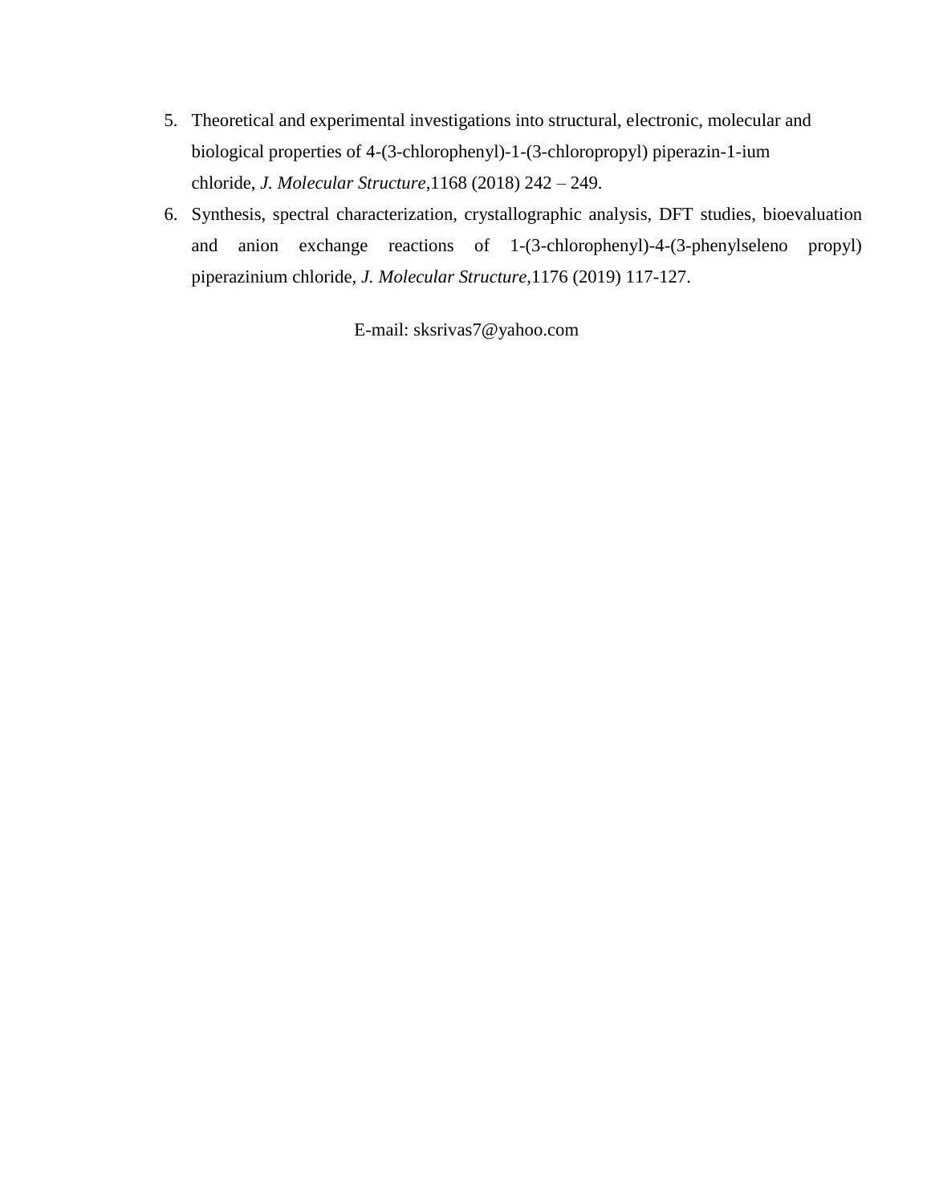5. Theoretical and experimental investigations into structural, electronic, molecular and biological properties of 4-(3-chlorophenyl)-1-(3-chloropropyl) piperazin-1-ium chloride, *J. Molecular Structure*,1168 (2018) 242 – 249.
6. Synthesis, spectral characterization, crystallographic analysis, DFT studies, bioevaluation and anion exchange reactions of 1-(3-chlorophenyl)-4-(3-phenylseleno propyl) piperazinium chloride, *J. Molecular Structure*,1176 (2019) 117-127.

E-mail: sksrivas7@yahoo.com